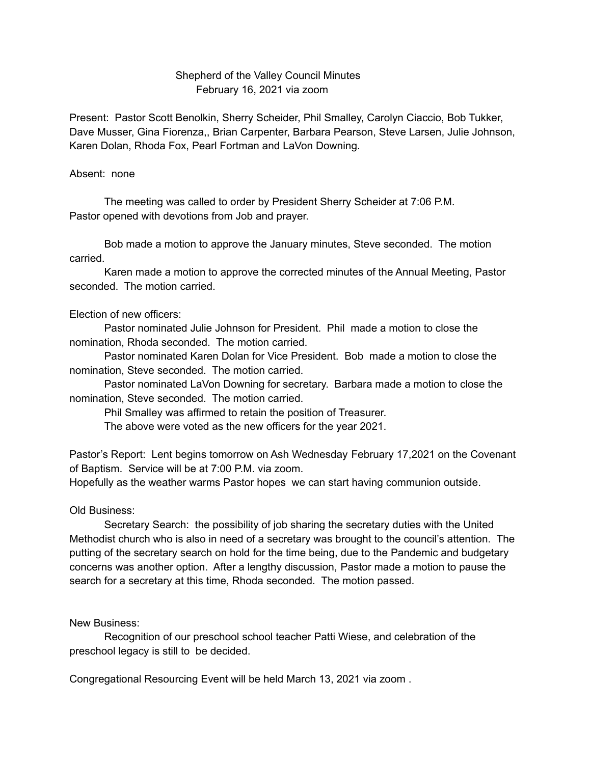# Shepherd of the Valley Council Minutes
## February 16, 2021 via zoom

Present: Pastor Scott Benolkin, Sherry Scheider, Phil Smalley, Carolyn Ciaccio, Bob Tukker, Dave Musser, Gina Fiorenza,, Brian Carpenter, Barbara Pearson, Steve Larsen, Julie Johnson, Karen Dolan, Rhoda Fox, Pearl Fortman and LaVon Downing.

Absent: none

The meeting was called to order by President Sherry Scheider at 7:06 P.M. Pastor opened with devotions from Job and prayer.

Bob made a motion to approve the January minutes, Steve seconded. The motion carried.

Karen made a motion to approve the corrected minutes of the Annual Meeting, Pastor seconded. The motion carried.

Election of new officers:

Pastor nominated Julie Johnson for President. Phil made a motion to close the nomination, Rhoda seconded. The motion carried.

Pastor nominated Karen Dolan for Vice President. Bob made a motion to close the nomination, Steve seconded. The motion carried.

Pastor nominated LaVon Downing for secretary. Barbara made a motion to close the nomination, Steve seconded. The motion carried.

Phil Smalley was affirmed to retain the position of Treasurer.

The above were voted as the new officers for the year 2021.

Pastor's Report: Lent begins tomorrow on Ash Wednesday February 17,2021 on the Covenant of Baptism. Service will be at 7:00 P.M. via zoom.
Hopefully as the weather warms Pastor hopes we can start having communion outside.

Old Business:

Secretary Search: the possibility of job sharing the secretary duties with the United Methodist church who is also in need of a secretary was brought to the council's attention. The putting of the secretary search on hold for the time being, due to the Pandemic and budgetary concerns was another option. After a lengthy discussion, Pastor made a motion to pause the search for a secretary at this time, Rhoda seconded. The motion passed.

New Business:

Recognition of our preschool school teacher Patti Wiese, and celebration of the preschool legacy is still to be decided.

Congregational Resourcing Event will be held March 13, 2021 via zoom .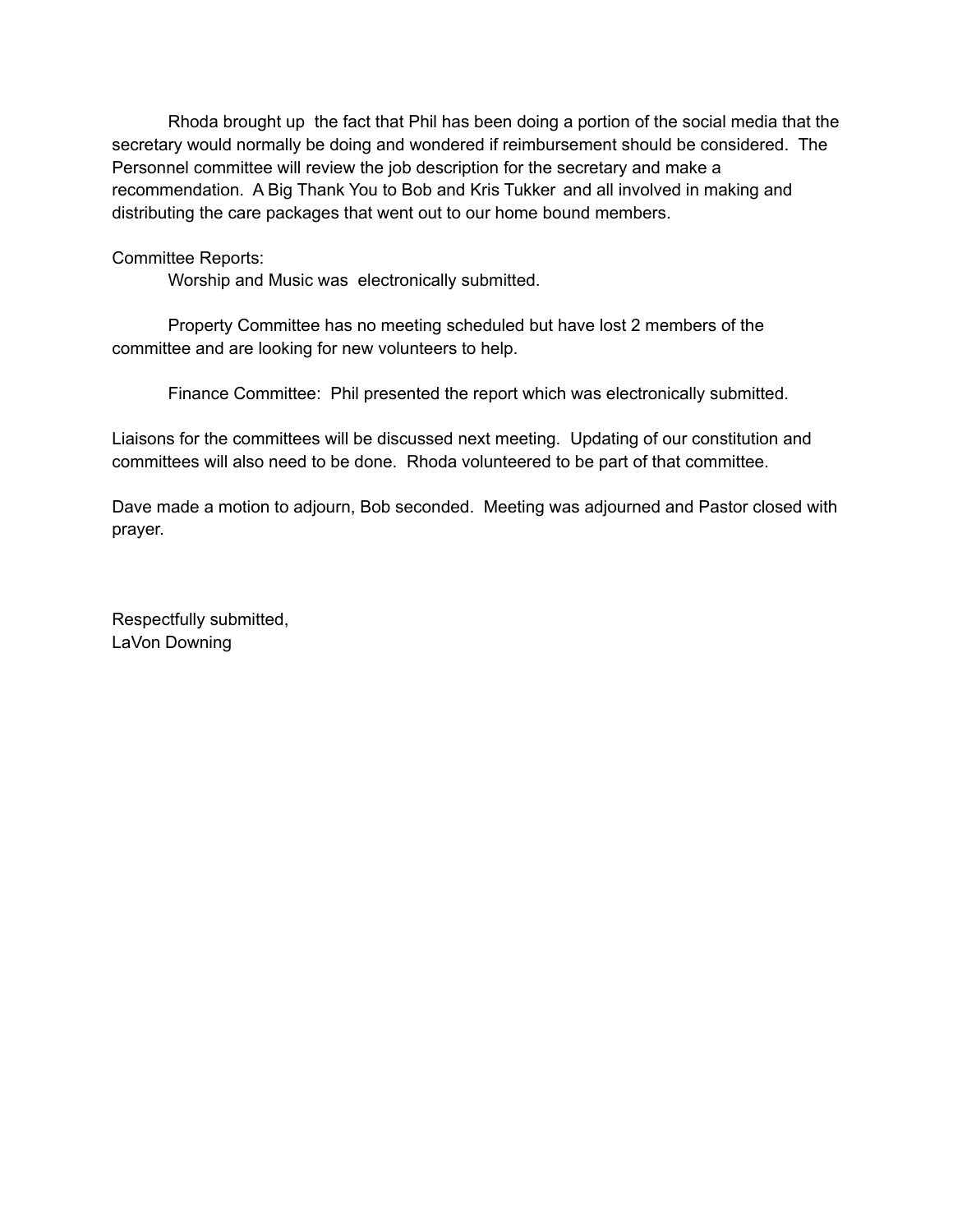Rhoda brought up the fact that Phil has been doing a portion of the social media that the secretary would normally be doing and wondered if reimbursement should be considered. The Personnel committee will review the job description for the secretary and make a recommendation. A Big Thank You to Bob and Kris Tukker and all involved in making and distributing the care packages that went out to our home bound members.

Committee Reports:

Worship and Music was electronically submitted.

Property Committee has no meeting scheduled but have lost 2 members of the committee and are looking for new volunteers to help.

Finance Committee: Phil presented the report which was electronically submitted.

Liaisons for the committees will be discussed next meeting. Updating of our constitution and committees will also need to be done. Rhoda volunteered to be part of that committee.

Dave made a motion to adjourn, Bob seconded. Meeting was adjourned and Pastor closed with prayer.

Respectfully submitted,
LaVon Downing